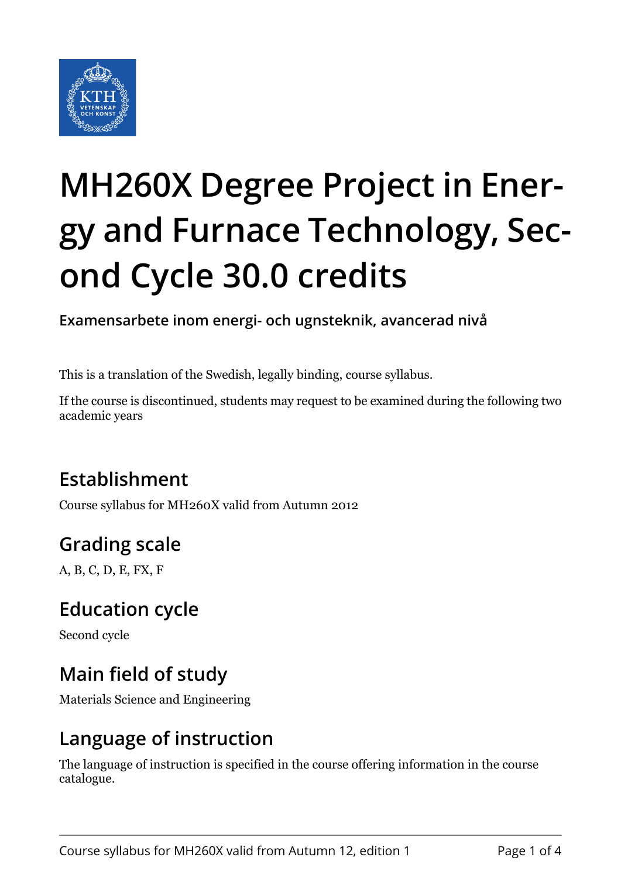# MH260X Degree Project in Energy and Furnace Technology, Second Cycle 30.0 credits

**Examensarbete inom energi- och ugnsteknik, avancerad nivå**

This is a translation of the Swedish, legally binding, course syllabus.

If the course is discontinued, students may request to be examined during the following two academic years

## Establishment

Course syllabus for MH260X valid from Autumn 2012

## Grading scale

A, B, C, D, E, FX, F

## Education cycle

Second cycle

## Main field of study

Materials Science and Engineering

## Language of instruction

The language of instruction is specified in the course offering information in the course catalogue.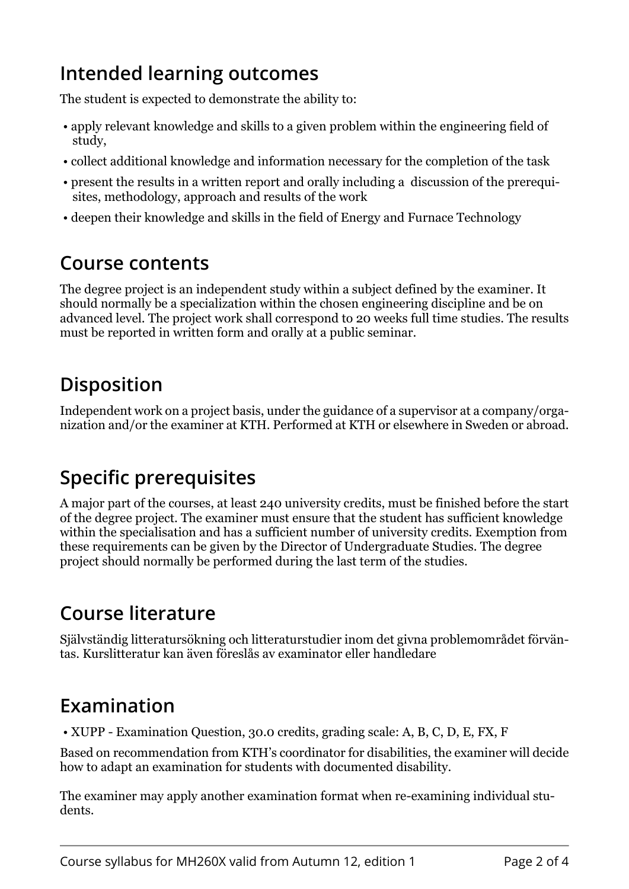## Intended learning outcomes

The student is expected to demonstrate the ability to:

- apply relevant knowledge and skills to a given problem within the engineering field of study,
- collect additional knowledge and information necessary for the completion of the task
- present the results in a written report and orally including a discussion of the prerequisites, methodology, approach and results of the work
- deepen their knowledge and skills in the field of Energy and Furnace Technology

## Course contents

The degree project is an independent study within a subject defined by the examiner. It should normally be a specialization within the chosen engineering discipline and be on advanced level. The project work shall correspond to 20 weeks full time studies. The results must be reported in written form and orally at a public seminar.

## Disposition

Independent work on a project basis, under the guidance of a supervisor at a company/organization and/or the examiner at KTH. Performed at KTH or elsewhere in Sweden or abroad.

## Specific prerequisites

A major part of the courses, at least 240 university credits, must be finished before the start of the degree project. The examiner must ensure that the student has sufficient knowledge within the specialisation and has a sufficient number of university credits. Exemption from these requirements can be given by the Director of Undergraduate Studies. The degree project should normally be performed during the last term of the studies.

## Course literature

Självständig litteratursökning och litteraturstudier inom det givna problemområdet förväntas. Kurslitteratur kan även föreslås av examinator eller handledare

## Examination

- XUPP - Examination Question, 30.0 credits, grading scale: A, B, C, D, E, FX, F

Based on recommendation from KTH's coordinator for disabilities, the examiner will decide how to adapt an examination for students with documented disability.

The examiner may apply another examination format when re-examining individual students.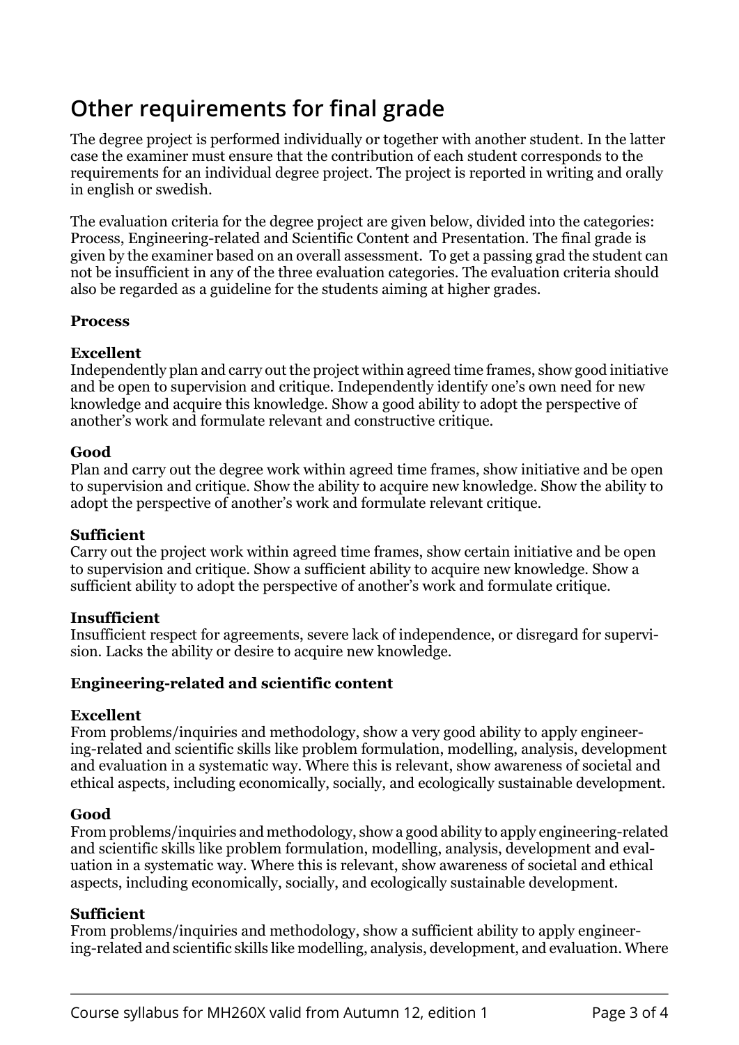## Other requirements for final grade

The degree project is performed individually or together with another student. In the latter case the examiner must ensure that the contribution of each student corresponds to the requirements for an individual degree project. The project is reported in writing and orally in english or swedish.

The evaluation criteria for the degree project are given below, divided into the categories: Process, Engineering-related and Scientific Content and Presentation. The final grade is given by the examiner based on an overall assessment. To get a passing grad the student can not be insufficient in any of the three evaluation categories. The evaluation criteria should also be regarded as a guideline for the students aiming at higher grades.

**Process**

**Excellent**
Independently plan and carry out the project within agreed time frames, show good initiative and be open to supervision and critique. Independently identify one's own need for new knowledge and acquire this knowledge. Show a good ability to adopt the perspective of another's work and formulate relevant and constructive critique.

**Good**
Plan and carry out the degree work within agreed time frames, show initiative and be open to supervision and critique. Show the ability to acquire new knowledge. Show the ability to adopt the perspective of another's work and formulate relevant critique.

**Sufficient**
Carry out the project work within agreed time frames, show certain initiative and be open to supervision and critique. Show a sufficient ability to acquire new knowledge. Show a sufficient ability to adopt the perspective of another's work and formulate critique.

**Insufficient**
Insufficient respect for agreements, severe lack of independence, or disregard for supervision. Lacks the ability or desire to acquire new knowledge.

**Engineering-related and scientific content**

**Excellent**
From problems/inquiries and methodology, show a very good ability to apply engineering-related and scientific skills like problem formulation, modelling, analysis, development and evaluation in a systematic way. Where this is relevant, show awareness of societal and ethical aspects, including economically, socially, and ecologically sustainable development.

**Good**
From problems/inquiries and methodology, show a good ability to apply engineering-related and scientific skills like problem formulation, modelling, analysis, development and evaluation in a systematic way. Where this is relevant, show awareness of societal and ethical aspects, including economically, socially, and ecologically sustainable development.

**Sufficient**
From problems/inquiries and methodology, show a sufficient ability to apply engineering-related and scientific skills like modelling, analysis, development, and evaluation. Where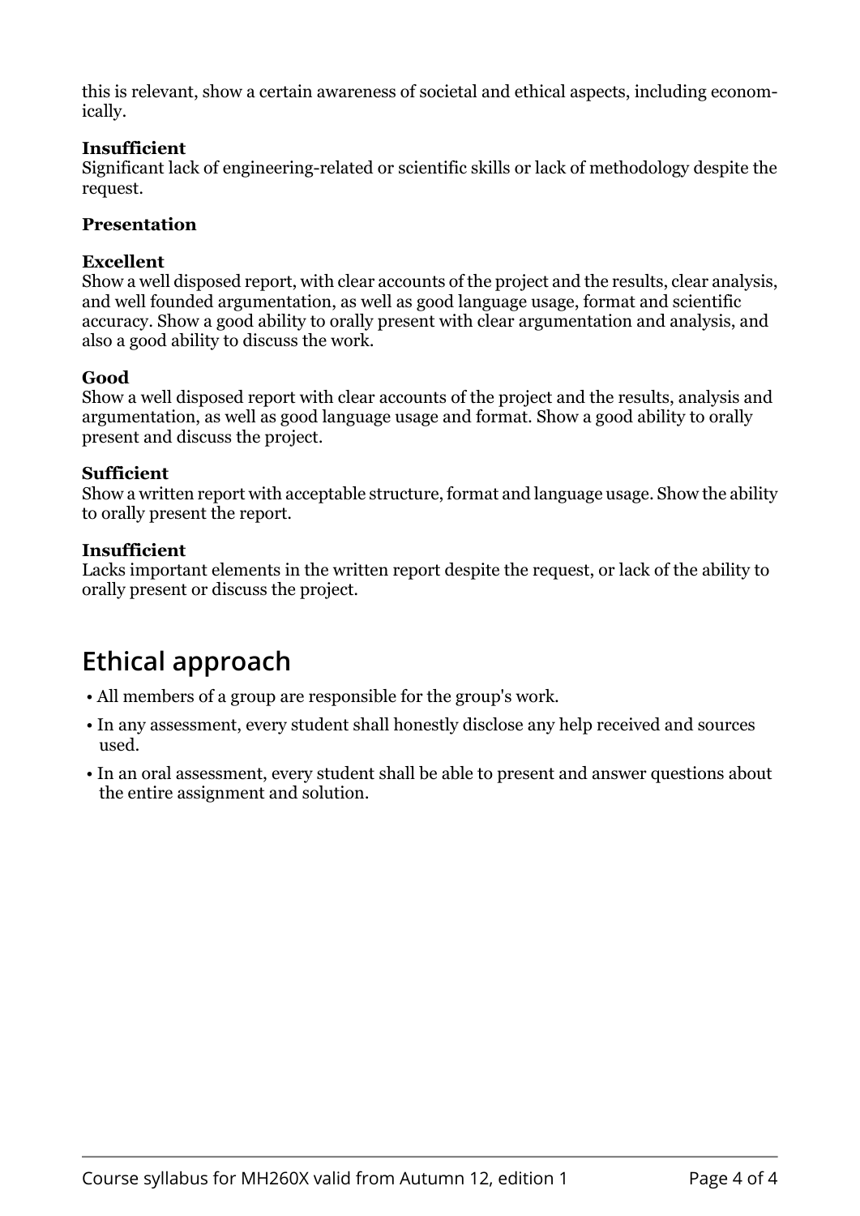this is relevant, show a certain awareness of societal and ethical aspects, including economically.

**Insufficient**
Significant lack of engineering-related or scientific skills or lack of methodology despite the request.

**Presentation**

**Excellent**
Show a well disposed report, with clear accounts of the project and the results, clear analysis, and well founded argumentation, as well as good language usage, format and scientific accuracy. Show a good ability to orally present with clear argumentation and analysis, and also a good ability to discuss the work.

**Good**
Show a well disposed report with clear accounts of the project and the results, analysis and argumentation, as well as good language usage and format. Show a good ability to orally present and discuss the project.

**Sufficient**
Show a written report with acceptable structure, format and language usage. Show the ability to orally present the report.

**Insufficient**
Lacks important elements in the written report despite the request, or lack of the ability to orally present or discuss the project.

## Ethical approach

- All members of a group are responsible for the group's work.
- In any assessment, every student shall honestly disclose any help received and sources used.
- In an oral assessment, every student shall be able to present and answer questions about the entire assignment and solution.